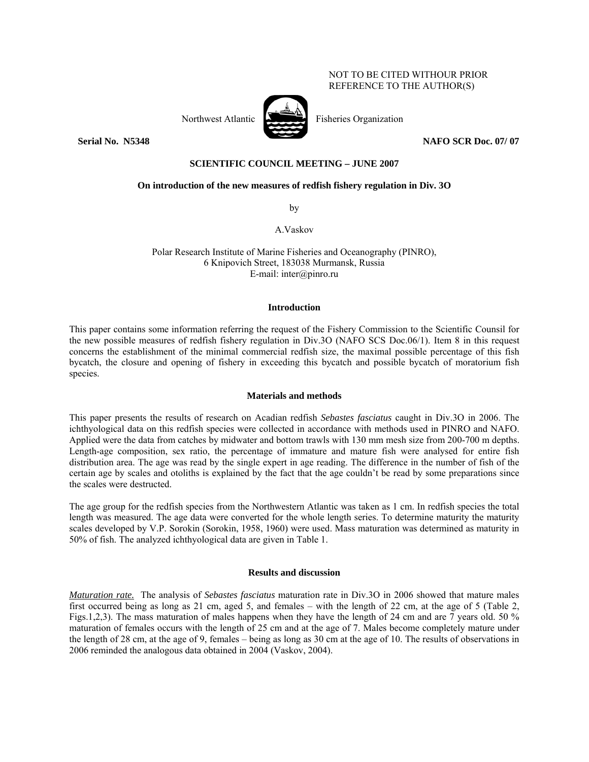NOT TO BE CITED WITHOUR PRIOR REFERENCE TO THE AUTHOR(S)

Northwest Atlantic Fisheries Organization

**Serial No. N5348** **NAFO SCR Doc. 07/ 07**

**SCIENTIFIC COUNCIL MEETING – JUNE 2007**

**On introduction of the new measures of redfish fishery regulation in Div. 3O**

by

A.Vaskov

Polar Research Institute of Marine Fisheries and Oceanography (PINRO),
6 Knipovich Street, 183038 Murmansk, Russia
E-mail: inter@pinro.ru

## Introduction

This paper contains some information referring the request of the Fishery Commission to the Scientific Counsil for the new possible measures of redfish fishery regulation in Div.3O (NAFO SCS Doc.06/1). Item 8 in this request concerns the establishment of the minimal commercial redfish size, the maximal possible percentage of this fish bycatch, the closure and opening of fishery in exceeding this bycatch and possible bycatch of moratorium fish species.

## Materials and methods

This paper presents the results of research on Acadian redfish *Sebastes fasciatus* caught in Div.3O in 2006. The ichthyological data on this redfish species were collected in accordance with methods used in PINRO and NAFO. Applied were the data from catches by midwater and bottom trawls with 130 mm mesh size from 200-700 m depths. Length-age composition, sex ratio, the percentage of immature and mature fish were analysed for entire fish distribution area. The age was read by the single expert in age reading. The difference in the number of fish of the certain age by scales and otoliths is explained by the fact that the age couldn't be read by some preparations since the scales were destructed.

The age group for the redfish species from the Northwestern Atlantic was taken as 1 cm. In redfish species the total length was measured. The age data were converted for the whole length series. To determine maturity the maturity scales developed by V.P. Sorokin (Sorokin, 1958, 1960) were used. Mass maturation was determined as maturity in 50% of fish. The analyzed ichthyological data are given in Table 1.

## Results and discussion

*Maturation rate.* The analysis of *Sebastes fasciatus* maturation rate in Div.3O in 2006 showed that mature males first occurred being as long as 21 cm, aged 5, and females – with the length of 22 cm, at the age of 5 (Table 2, Figs.1,2,3). The mass maturation of males happens when they have the length of 24 cm and are 7 years old. 50 % maturation of females occurs with the length of 25 cm and at the age of 7. Males become completely mature under the length of 28 cm, at the age of 9, females – being as long as 30 cm at the age of 10. The results of observations in 2006 reminded the analogous data obtained in 2004 (Vaskov, 2004).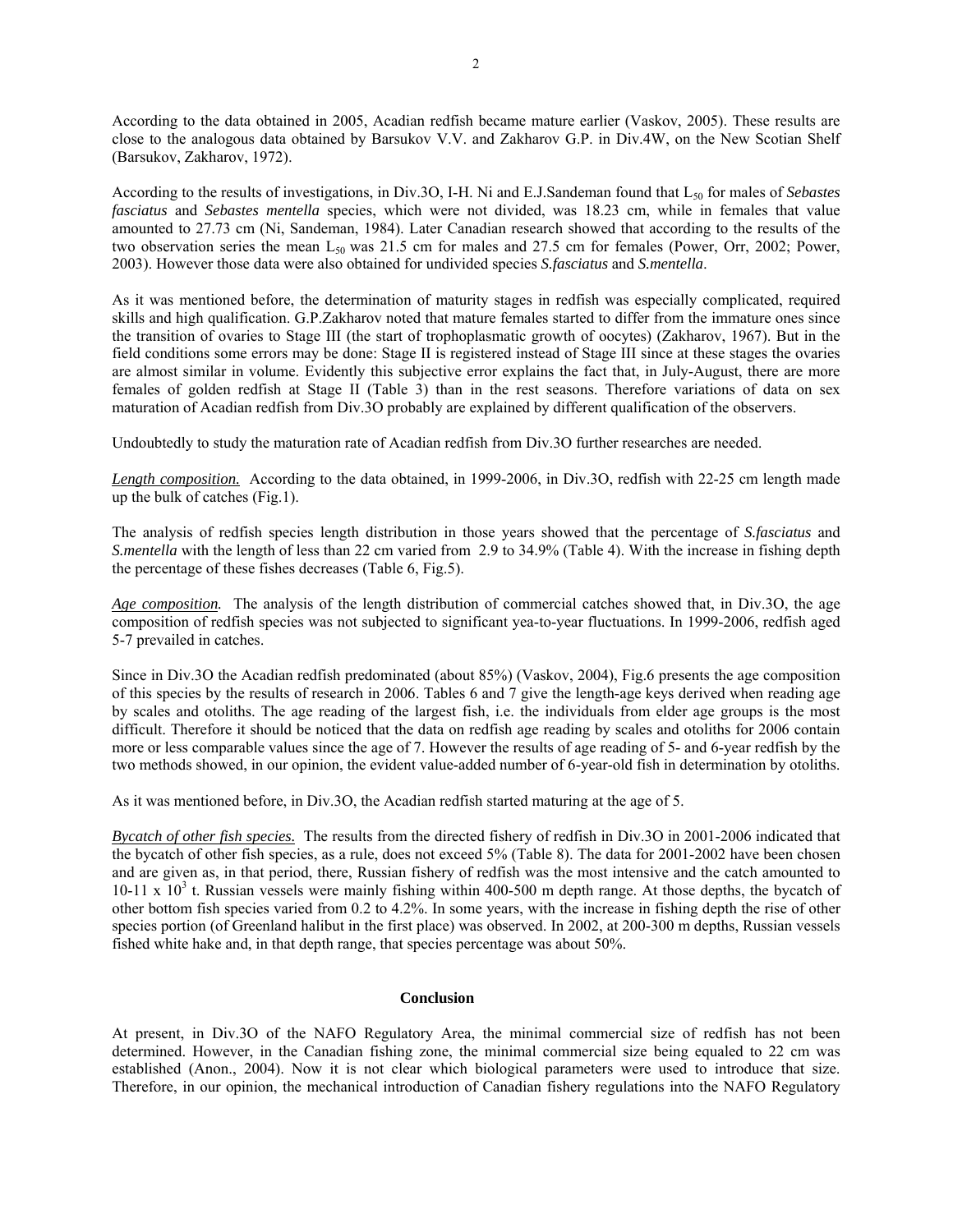According to the data obtained in 2005, Acadian redfish became mature earlier (Vaskov, 2005). These results are close to the analogous data obtained by Barsukov V.V. and Zakharov G.P. in Div.4W, on the New Scotian Shelf (Barsukov, Zakharov, 1972).

According to the results of investigations, in Div.3O, I-H. Ni and E.J.Sandeman found that $L_{50}$ for males of *Sebastes fasciatus* and *Sebastes mentella* species, which were not divided, was 18.23 cm, while in females that value amounted to 27.73 cm (Ni, Sandeman, 1984). Later Canadian research showed that according to the results of the two observation series the mean $L_{50}$ was 21.5 cm for males and 27.5 cm for females (Power, Orr, 2002; Power, 2003). However those data were also obtained for undivided species *S.fasciatus* and *S.mentella*.

As it was mentioned before, the determination of maturity stages in redfish was especially complicated, required skills and high qualification. G.P.Zakharov noted that mature females started to differ from the immature ones since the transition of ovaries to Stage III (the start of trophoplasmatic growth of oocytes) (Zakharov, 1967). But in the field conditions some errors may be done: Stage II is registered instead of Stage III since at these stages the ovaries are almost similar in volume. Evidently this subjective error explains the fact that, in July-August, there are more females of golden redfish at Stage II (Table 3) than in the rest seasons. Therefore variations of data on sex maturation of Acadian redfish from Div.3O probably are explained by different qualification of the observers.

Undoubtedly to study the maturation rate of Acadian redfish from Div.3O further researches are needed.

*Length composition.* According to the data obtained, in 1999-2006, in Div.3O, redfish with 22-25 cm length made up the bulk of catches (Fig.1).

The analysis of redfish species length distribution in those years showed that the percentage of *S.fasciatus* and *S.mentella* with the length of less than 22 cm varied from 2.9 to 34.9% (Table 4). With the increase in fishing depth the percentage of these fishes decreases (Table 6, Fig.5).

*Age composition.* The analysis of the length distribution of commercial catches showed that, in Div.3O, the age composition of redfish species was not subjected to significant yea-to-year fluctuations. In 1999-2006, redfish aged 5-7 prevailed in catches.

Since in Div.3O the Acadian redfish predominated (about 85%) (Vaskov, 2004), Fig.6 presents the age composition of this species by the results of research in 2006. Tables 6 and 7 give the length-age keys derived when reading age by scales and otoliths. The age reading of the largest fish, i.e. the individuals from elder age groups is the most difficult. Therefore it should be noticed that the data on redfish age reading by scales and otoliths for 2006 contain more or less comparable values since the age of 7. However the results of age reading of 5- and 6-year redfish by the two methods showed, in our opinion, the evident value-added number of 6-year-old fish in determination by otoliths.

As it was mentioned before, in Div.3O, the Acadian redfish started maturing at the age of 5.

*Bycatch of other fish species.* The results from the directed fishery of redfish in Div.3O in 2001-2006 indicated that the bycatch of other fish species, as a rule, does not exceed 5% (Table 8). The data for 2001-2002 have been chosen and are given as, in that period, there, Russian fishery of redfish was the most intensive and the catch amounted to 10-11 x $10^3$ t. Russian vessels were mainly fishing within 400-500 m depth range. At those depths, the bycatch of other bottom fish species varied from 0.2 to 4.2%. In some years, with the increase in fishing depth the rise of other species portion (of Greenland halibut in the first place) was observed. In 2002, at 200-300 m depths, Russian vessels fished white hake and, in that depth range, that species percentage was about 50%.

## Conclusion

At present, in Div.3O of the NAFO Regulatory Area, the minimal commercial size of redfish has not been determined. However, in the Canadian fishing zone, the minimal commercial size being equaled to 22 cm was established (Anon., 2004). Now it is not clear which biological parameters were used to introduce that size. Therefore, in our opinion, the mechanical introduction of Canadian fishery regulations into the NAFO Regulatory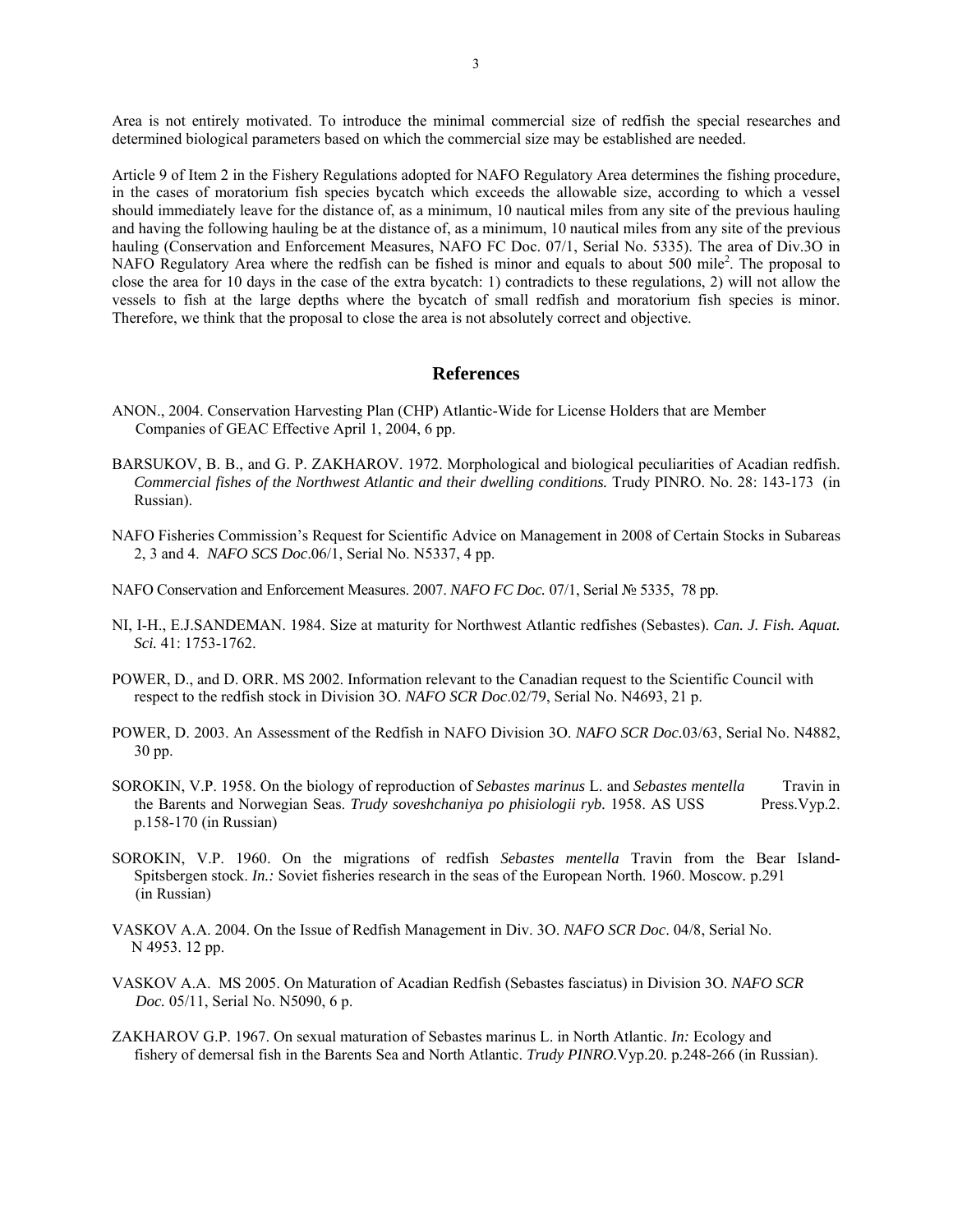Area is not entirely motivated. To introduce the minimal commercial size of redfish the special researches and determined biological parameters based on which the commercial size may be established are needed.

Article 9 of Item 2 in the Fishery Regulations adopted for NAFO Regulatory Area determines the fishing procedure, in the cases of moratorium fish species bycatch which exceeds the allowable size, according to which a vessel should immediately leave for the distance of, as a minimum, 10 nautical miles from any site of the previous hauling and having the following hauling be at the distance of, as a minimum, 10 nautical miles from any site of the previous hauling (Conservation and Enforcement Measures, NAFO FC Doc. 07/1, Serial No. 5335). The area of Div.3O in NAFO Regulatory Area where the redfish can be fished is minor and equals to about 500 mile$^2$. The proposal to close the area for 10 days in the case of the extra bycatch: 1) contradicts to these regulations, 2) will not allow the vessels to fish at the large depths where the bycatch of small redfish and moratorium fish species is minor. Therefore, we think that the proposal to close the area is not absolutely correct and objective.

## References

ANON., 2004. Conservation Harvesting Plan (CHP) Atlantic-Wide for License Holders that are Member Companies of GEAC Effective April 1, 2004, 6 pp.

BARSUKOV, B. B., and G. P. ZAKHAROV. 1972. Morphological and biological peculiarities of Acadian redfish. *Commercial fishes of the Northwest Atlantic and their dwelling conditions.* Trudy PINRO. No. 28: 143-173 (in Russian).

NAFO Fisheries Commission's Request for Scientific Advice on Management in 2008 of Certain Stocks in Subareas 2, 3 and 4. *NAFO SCS Doc*.06/1, Serial No. N5337, 4 pp.

NAFO Conservation and Enforcement Measures. 2007. *NAFO FC Doc.* 07/1, Serial № 5335, 78 pp.

NI, I-H., E.J.SANDEMAN. 1984. Size at maturity for Northwest Atlantic redfishes (Sebastes). *Can. J. Fish. Aquat. Sci.* 41: 1753-1762.

POWER, D., and D. ORR. MS 2002. Information relevant to the Canadian request to the Scientific Council with respect to the redfish stock in Division 3O. *NAFO SCR Doc*.02/79, Serial No. N4693, 21 p.

POWER, D. 2003. An Assessment of the Redfish in NAFO Division 3O. *NAFO SCR Doc.*03/63, Serial No. N4882, 30 pp.

SOROKIN, V.P. 1958. On the biology of reproduction of *Sebastes marinus* L. and *Sebastes mentella* Travin in the Barents and Norwegian Seas. *Trudy soveshchaniya po phisiologii ryb.* 1958. AS USS Press.Vyp.2. p.158-170 (in Russian)

SOROKIN, V.P. 1960. On the migrations of redfish *Sebastes mentella* Travin from the Bear Island-Spitsbergen stock. *In.:* Soviet fisheries research in the seas of the European North. 1960. Moscow. p.291 (in Russian)

VASKOV A.A. 2004. On the Issue of Redfish Management in Div. 3O. *NAFO SCR Doc*. 04/8, Serial No. N 4953. 12 pp.

VASKOV A.A. MS 2005. On Maturation of Acadian Redfish (Sebastes fasciatus) in Division 3O. *NAFO SCR Doc.* 05/11, Serial No. N5090, 6 p.

ZAKHAROV G.P. 1967. On sexual maturation of Sebastes marinus L. in North Atlantic. *In:* Ecology and fishery of demersal fish in the Barents Sea and North Atlantic. *Trudy PINRO.*Vyp.20. p.248-266 (in Russian).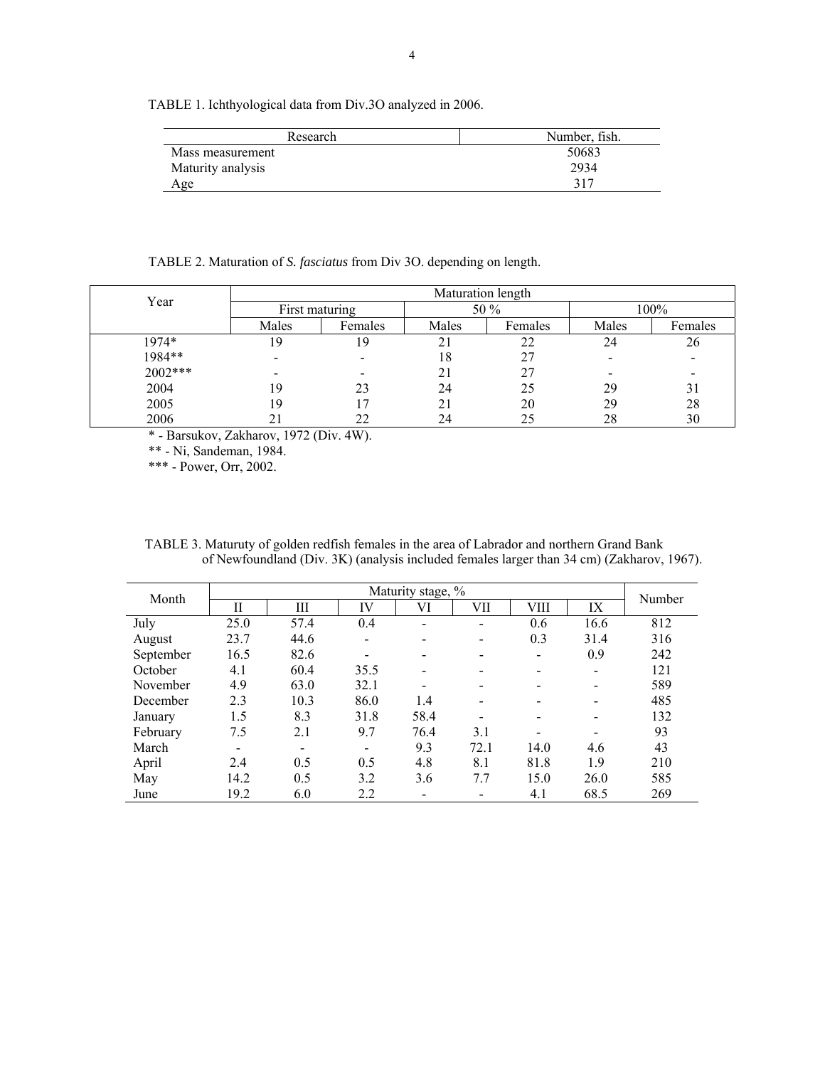TABLE 1. Ichthyological data from Div.3O analyzed in 2006.

| Research | Number, fish. |
|---|---|
| Mass measurement | 50683 |
| Maturity analysis | 2934 |
| Age | 317 |

TABLE 2. Maturation of *S. fasciatus* from Div 3O. depending on length.

| Year | Maturation length | | | | | |
|---|---|---|---|---|---|---|
| | First maturing | | 50 % | | 100% | |
| | Males | Females | Males | Females | Males | Females |
| 1974* | 19 | 19 | 21 | 22 | 24 | 26 |
| 1984** | - | - | 18 | 27 | - | - |
| 2002*** | - | - | 21 | 27 | - | - |
| 2004 | 19 | 23 | 24 | 25 | 29 | 31 |
| 2005 | 19 | 17 | 21 | 20 | 29 | 28 |
| 2006 | 21 | 22 | 24 | 25 | 28 | 30 |

* - Barsukov, Zakharov, 1972 (Div. 4W).

** - Ni, Sandeman, 1984.

*** - Power, Orr, 2002.

TABLE 3. Maturuty of golden redfish females in the area of Labrador and northern Grand Bank of Newfoundland (Div. 3K) (analysis included females larger than 34 cm) (Zakharov, 1967).

| Month | Maturity stage, % | | | | | | | Number |
|---|---|---|---|---|---|---|---|---|
| | II | III | IV | VI | VII | VIII | IX | |
| July | 25.0 | 57.4 | 0.4 | - | - | 0.6 | 16.6 | 812 |
| August | 23.7 | 44.6 | - | - | - | 0.3 | 31.4 | 316 |
| September | 16.5 | 82.6 | - | - | - | - | 0.9 | 242 |
| October | 4.1 | 60.4 | 35.5 | - | - | - | - | 121 |
| November | 4.9 | 63.0 | 32.1 | - | - | - | - | 589 |
| December | 2.3 | 10.3 | 86.0 | 1.4 | - | - | - | 485 |
| January | 1.5 | 8.3 | 31.8 | 58.4 | - | - | - | 132 |
| February | 7.5 | 2.1 | 9.7 | 76.4 | 3.1 | - | - | 93 |
| March | - | - | - | 9.3 | 72.1 | 14.0 | 4.6 | 43 |
| April | 2.4 | 0.5 | 0.5 | 4.8 | 8.1 | 81.8 | 1.9 | 210 |
| May | 14.2 | 0.5 | 3.2 | 3.6 | 7.7 | 15.0 | 26.0 | 585 |
| June | 19.2 | 6.0 | 2.2 | - | - | 4.1 | 68.5 | 269 |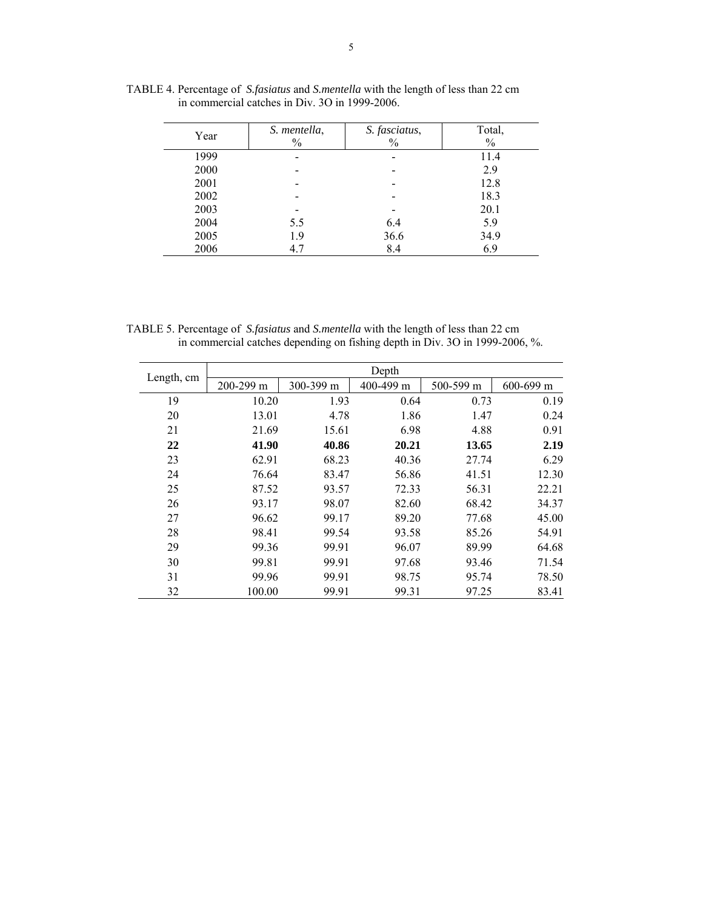TABLE 4. Percentage of *S.fasiatus* and *S.mentella* with the length of less than 22 cm in commercial catches in Div. 3O in 1999-2006.

| Year | *S. mentella*, % | *S. fasciatus*, % | Total, % |
|---|---|---|---|
| 1999 | - | - | 11.4 |
| 2000 | - | - | 2.9 |
| 2001 | - | - | 12.8 |
| 2002 | - | - | 18.3 |
| 2003 | - | - | 20.1 |
| 2004 | 5.5 | 6.4 | 5.9 |
| 2005 | 1.9 | 36.6 | 34.9 |
| 2006 | 4.7 | 8.4 | 6.9 |

TABLE 5. Percentage of *S.fasiatus* and *S.mentella* with the length of less than 22 cm in commercial catches depending on fishing depth in Div. 3O in 1999-2006, %.

| Length, cm | Depth | | | | |
|---|---|---|---|---|---|
| | 200-299 m | 300-399 m | 400-499 m | 500-599 m | 600-699 m |
| 19 | 10.20 | 1.93 | 0.64 | 0.73 | 0.19 |
| 20 | 13.01 | 4.78 | 1.86 | 1.47 | 0.24 |
| 21 | 21.69 | 15.61 | 6.98 | 4.88 | 0.91 |
| **22** | **41.90** | **40.86** | **20.21** | **13.65** | **2.19** |
| 23 | 62.91 | 68.23 | 40.36 | 27.74 | 6.29 |
| 24 | 76.64 | 83.47 | 56.86 | 41.51 | 12.30 |
| 25 | 87.52 | 93.57 | 72.33 | 56.31 | 22.21 |
| 26 | 93.17 | 98.07 | 82.60 | 68.42 | 34.37 |
| 27 | 96.62 | 99.17 | 89.20 | 77.68 | 45.00 |
| 28 | 98.41 | 99.54 | 93.58 | 85.26 | 54.91 |
| 29 | 99.36 | 99.91 | 96.07 | 89.99 | 64.68 |
| 30 | 99.81 | 99.91 | 97.68 | 93.46 | 71.54 |
| 31 | 99.96 | 99.91 | 98.75 | 95.74 | 78.50 |
| 32 | 100.00 | 99.91 | 99.31 | 97.25 | 83.41 |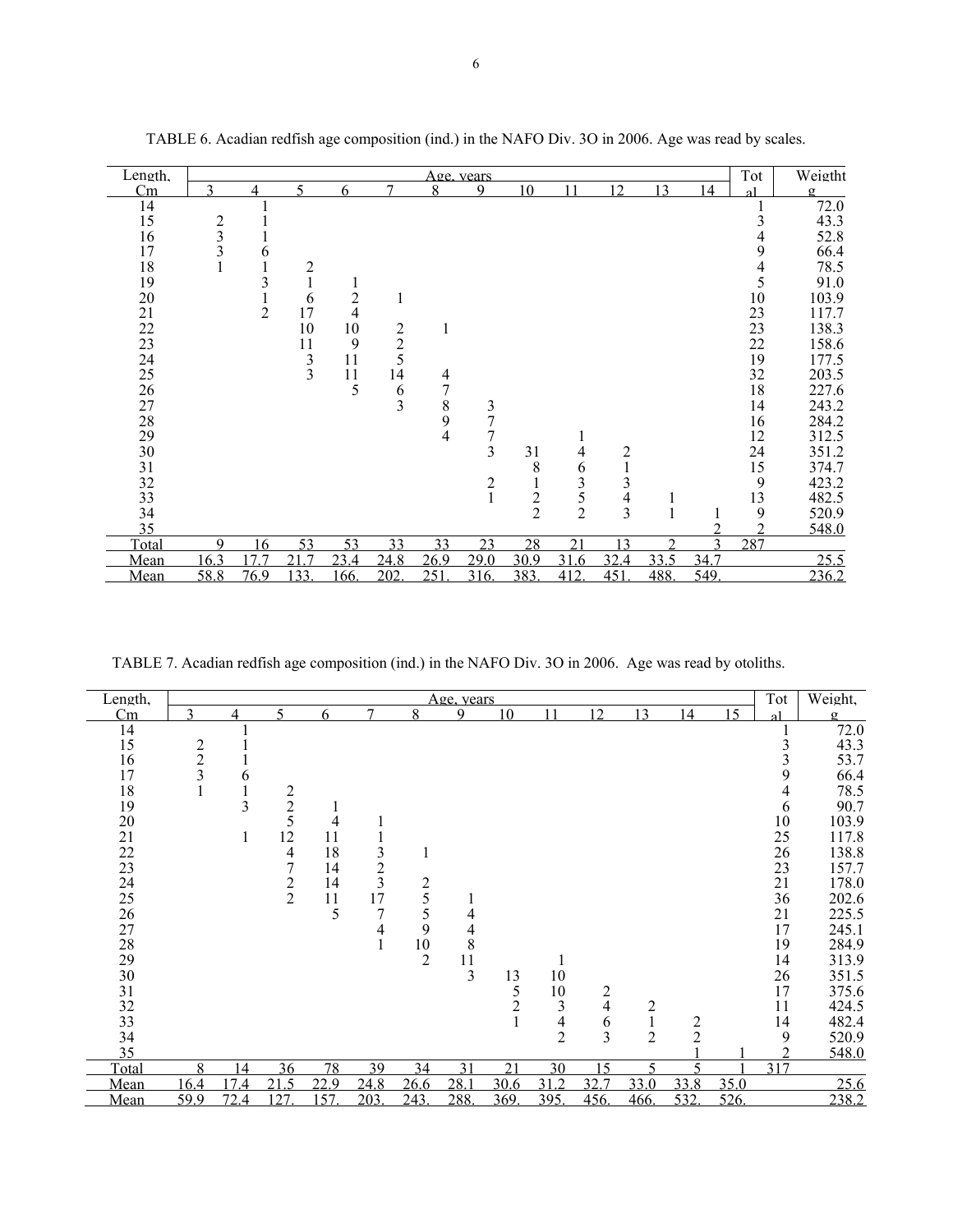TABLE 6. Acadian redfish age composition (ind.) in the NAFO Div. 3O in 2006. Age was read by scales.

| Length, | Age, years | | | | | | | | | | | | Total | Weigtht |
|---|---|---|---|---|---|---|---|---|---|---|---|---|---|---|
| Cm | 3 | 4 | 5 | 6 | 7 | 8 | 9 | 10 | 11 | 12 | 13 | 14 | | g |
| 14 | | 1 | | | | | | | | | | | 1 | 72.0 |
| 15 | 2 | 1 | | | | | | | | | | | 3 | 43.3 |
| 16 | 3 | 1 | | | | | | | | | | | 4 | 52.8 |
| 17 | 3 | 6 | | | | | | | | | | | 9 | 66.4 |
| 18 | 1 | 1 | 2 | | | | | | | | | | 4 | 78.5 |
| 19 | | 3 | 1 | 1 | | | | | | | | | 5 | 91.0 |
| 20 | | 1 | 6 | 2 | 1 | | | | | | | | 10 | 103.9 |
| 21 | | 2 | 17 | 4 | | | | | | | | | 23 | 117.7 |
| 22 | | | 10 | 10 | 2 | 1 | | | | | | | 23 | 138.3 |
| 23 | | | 11 | 9 | 2 | | | | | | | | 22 | 158.6 |
| 24 | | | 3 | 11 | 5 | | | | | | | | 19 | 177.5 |
| 25 | | | 3 | 11 | 14 | 4 | | | | | | | 32 | 203.5 |
| 26 | | | | 5 | 6 | 7 | | | | | | | 18 | 227.6 |
| 27 | | | | | 3 | 8 | 3 | | | | | | 14 | 243.2 |
| 28 | | | | | | 9 | 7 | | | | | | 16 | 284.2 |
| 29 | | | | | | 4 | 7 | | 1 | | | | 12 | 312.5 |
| 30 | | | | | | | 3 | 31 | 4 | 2 | | | 24 | 351.2 |
| 31 | | | | | | | | 8 | 6 | 1 | | | 15 | 374.7 |
| 32 | | | | | | | 2 | 1 | 3 | 3 | | | 9 | 423.2 |
| 33 | | | | | | | 1 | 2 | 5 | 4 | 1 | | 13 | 482.5 |
| 34 | | | | | | | | 2 | 2 | 3 | 1 | 1 | 9 | 520.9 |
| 35 | | | | | | | | | | | | 2 | 2 | 548.0 |
| Total | 9 | 16 | 53 | 53 | 33 | 33 | 23 | 28 | 21 | 13 | 2 | 3 | 287 | |
| Mean | 16.3 | 17.7 | 21.7 | 23.4 | 24.8 | 26.9 | 29.0 | 30.9 | 31.6 | 32.4 | 33.5 | 34.7 | | 25.5 |
| Mean | 58.8 | 76.9 | 133. | 166. | 202. | 251. | 316. | 383. | 412. | 451. | 488. | 549. | | 236.2 |

TABLE 7. Acadian redfish age composition (ind.) in the NAFO Div. 3O in 2006. Age was read by otoliths.

| Length, | Age, years | | | | | | | | | | | | | Total | Weight, |
|---|---|---|---|---|---|---|---|---|---|---|---|---|---|---|---|
| Cm | 3 | 4 | 5 | 6 | 7 | 8 | 9 | 10 | 11 | 12 | 13 | 14 | 15 | | g |
| 14 | | 1 | | | | | | | | | | | | 1 | 72.0 |
| 15 | 2 | 1 | | | | | | | | | | | | 3 | 43.3 |
| 16 | 2 | 1 | | | | | | | | | | | | 3 | 53.7 |
| 17 | 3 | 6 | | | | | | | | | | | | 9 | 66.4 |
| 18 | 1 | 1 | 2 | | | | | | | | | | | 4 | 78.5 |
| 19 | | 3 | 2 | 1 | | | | | | | | | | 6 | 90.7 |
| 20 | | | 5 | 4 | 1 | | | | | | | | | 10 | 103.9 |
| 21 | | 1 | 12 | 11 | 1 | | | | | | | | | 25 | 117.8 |
| 22 | | | 4 | 18 | 3 | 1 | | | | | | | | 26 | 138.8 |
| 23 | | | 7 | 14 | 2 | | | | | | | | | 23 | 157.7 |
| 24 | | | 2 | 14 | 3 | 2 | | | | | | | | 21 | 178.0 |
| 25 | | | 2 | 11 | 17 | 5 | 1 | | | | | | | 36 | 202.6 |
| 26 | | | | 5 | 7 | 5 | 4 | | | | | | | 21 | 225.5 |
| 27 | | | | | 4 | 9 | 4 | | | | | | | 17 | 245.1 |
| 28 | | | | | 1 | 10 | 8 | | | | | | | 19 | 284.9 |
| 29 | | | | | | 2 | 11 | | 1 | | | | | 14 | 313.9 |
| 30 | | | | | | | 3 | 13 | 10 | | | | | 26 | 351.5 |
| 31 | | | | | | | | 5 | 10 | 2 | | | | 17 | 375.6 |
| 32 | | | | | | | | 2 | 3 | 4 | 2 | | | 11 | 424.5 |
| 33 | | | | | | | | 1 | 4 | 6 | 1 | 2 | | 14 | 482.4 |
| 34 | | | | | | | | | 2 | 3 | 2 | 2 | | 9 | 520.9 |
| 35 | | | | | | | | | | | | 1 | 1 | 2 | 548.0 |
| Total | 8 | 14 | 36 | 78 | 39 | 34 | 31 | 21 | 30 | 15 | 5 | 5 | 1 | 317 | |
| Mean | 16.4 | 17.4 | 21.5 | 22.9 | 24.8 | 26.6 | 28.1 | 30.6 | 31.2 | 32.7 | 33.0 | 33.8 | 35.0 | | 25.6 |
| Mean | 59.9 | 72.4 | 127. | 157. | 203. | 243. | 288. | 369. | 395. | 456. | 466. | 532. | 526. | | 238.2 |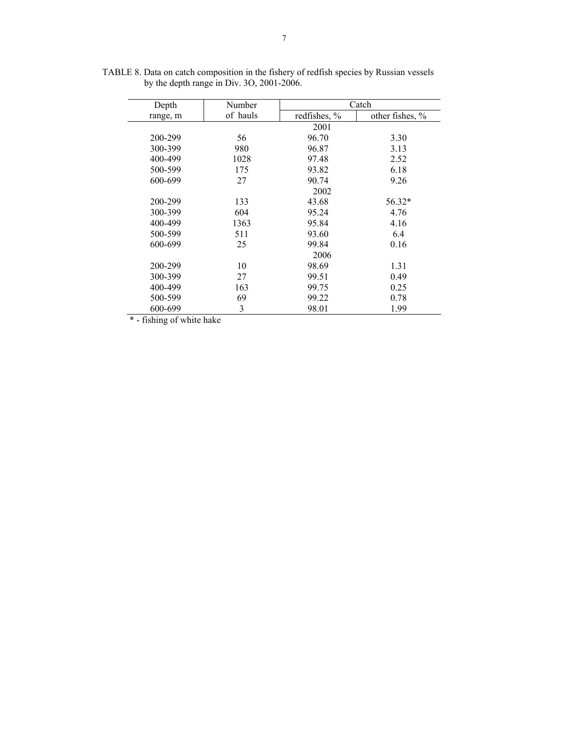TABLE 8. Data on catch composition in the fishery of redfish species by Russian vessels by the depth range in Div. 3O, 2001-2006.

| Depth range, m | Number of hauls | Catch | |
|---|---|---|---|
| | | redfishes, % | other fishes, % |
| | | 2001 | |
| 200-299 | 56 | 96.70 | 3.30 |
| 300-399 | 980 | 96.87 | 3.13 |
| 400-499 | 1028 | 97.48 | 2.52 |
| 500-599 | 175 | 93.82 | 6.18 |
| 600-699 | 27 | 90.74 | 9.26 |
| | | 2002 | |
| 200-299 | 133 | 43.68 | 56.32* |
| 300-399 | 604 | 95.24 | 4.76 |
| 400-499 | 1363 | 95.84 | 4.16 |
| 500-599 | 511 | 93.60 | 6.4 |
| 600-699 | 25 | 99.84 | 0.16 |
| | | 2006 | |
| 200-299 | 10 | 98.69 | 1.31 |
| 300-399 | 27 | 99.51 | 0.49 |
| 400-499 | 163 | 99.75 | 0.25 |
| 500-599 | 69 | 99.22 | 0.78 |
| 600-699 | 3 | 98.01 | 1.99 |

* - fishing of white hake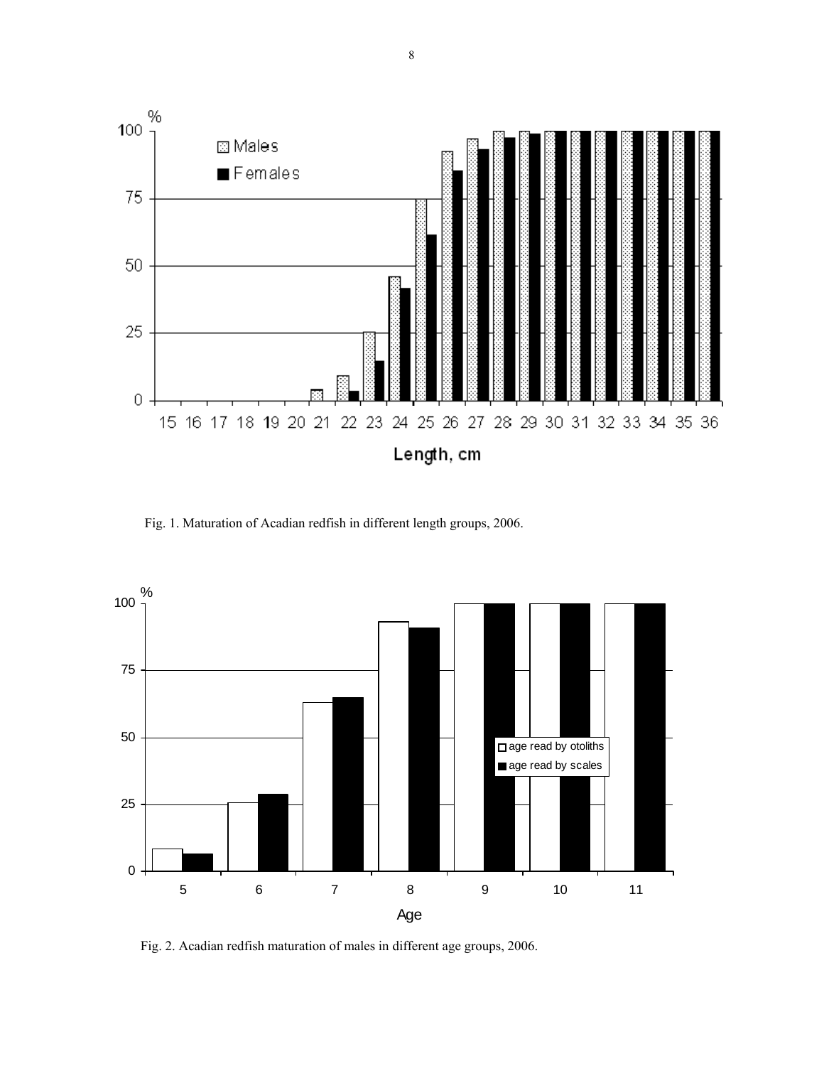Fig. 1. Maturation of Acadian redfish in different length groups, 2006.

Fig. 2. Acadian redfish maturation of males in different age groups, 2006.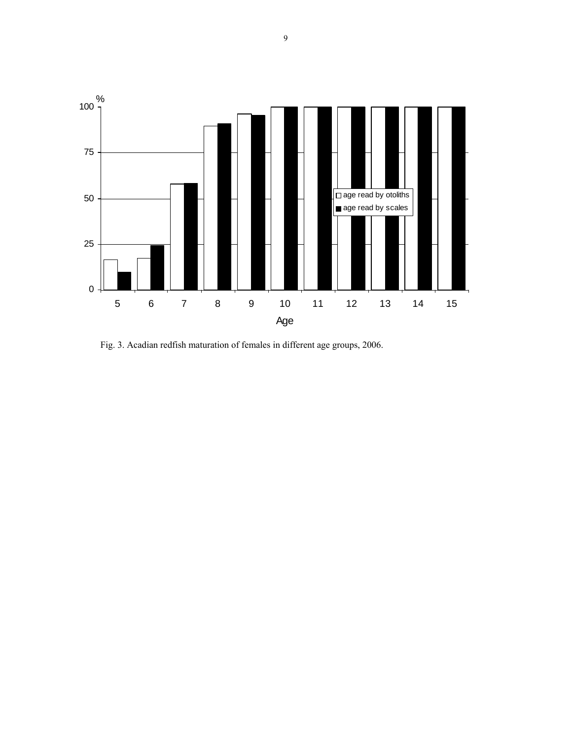Fig. 3. Acadian redfish maturation of females in different age groups, 2006.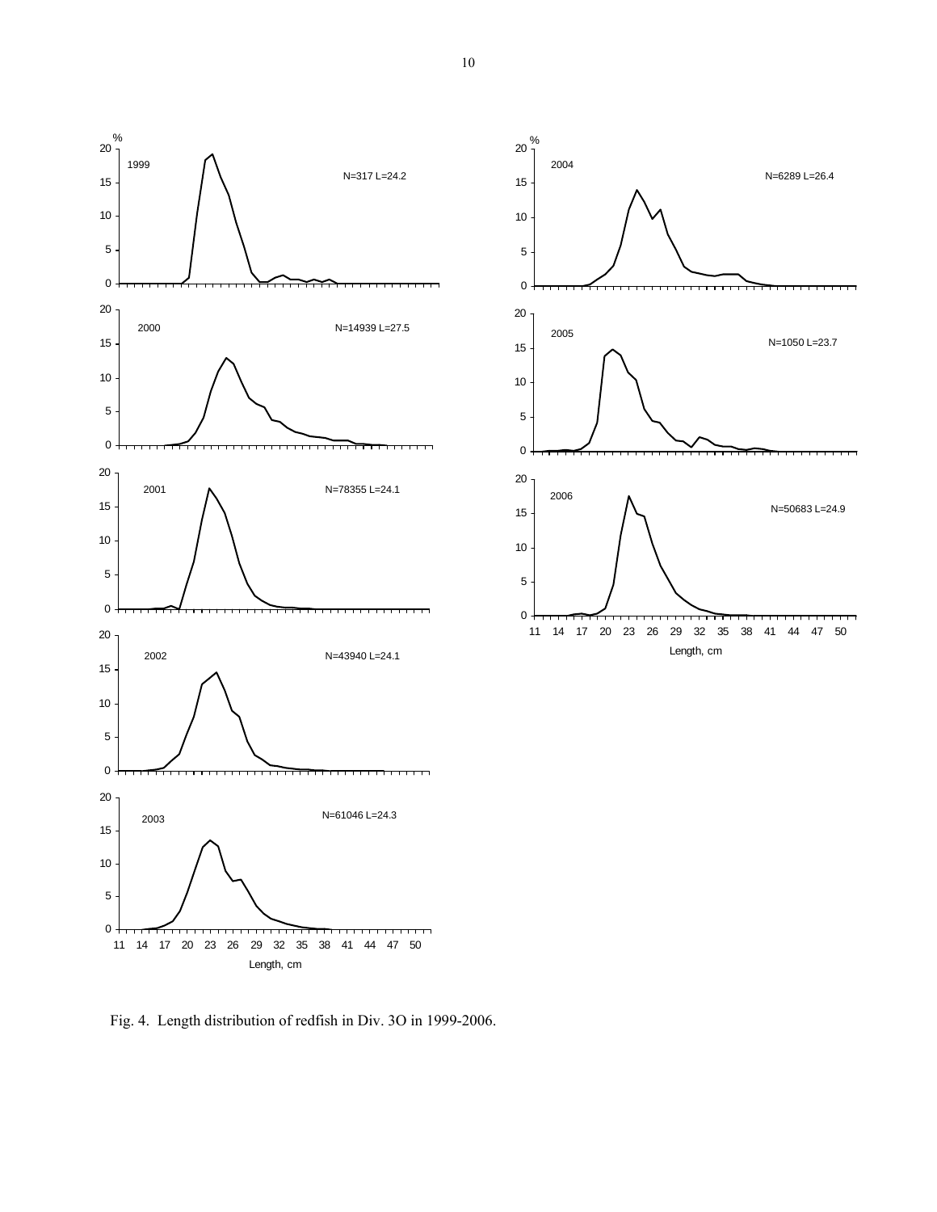Fig. 4. Length distribution of redfish in Div. 3O in 1999-2006.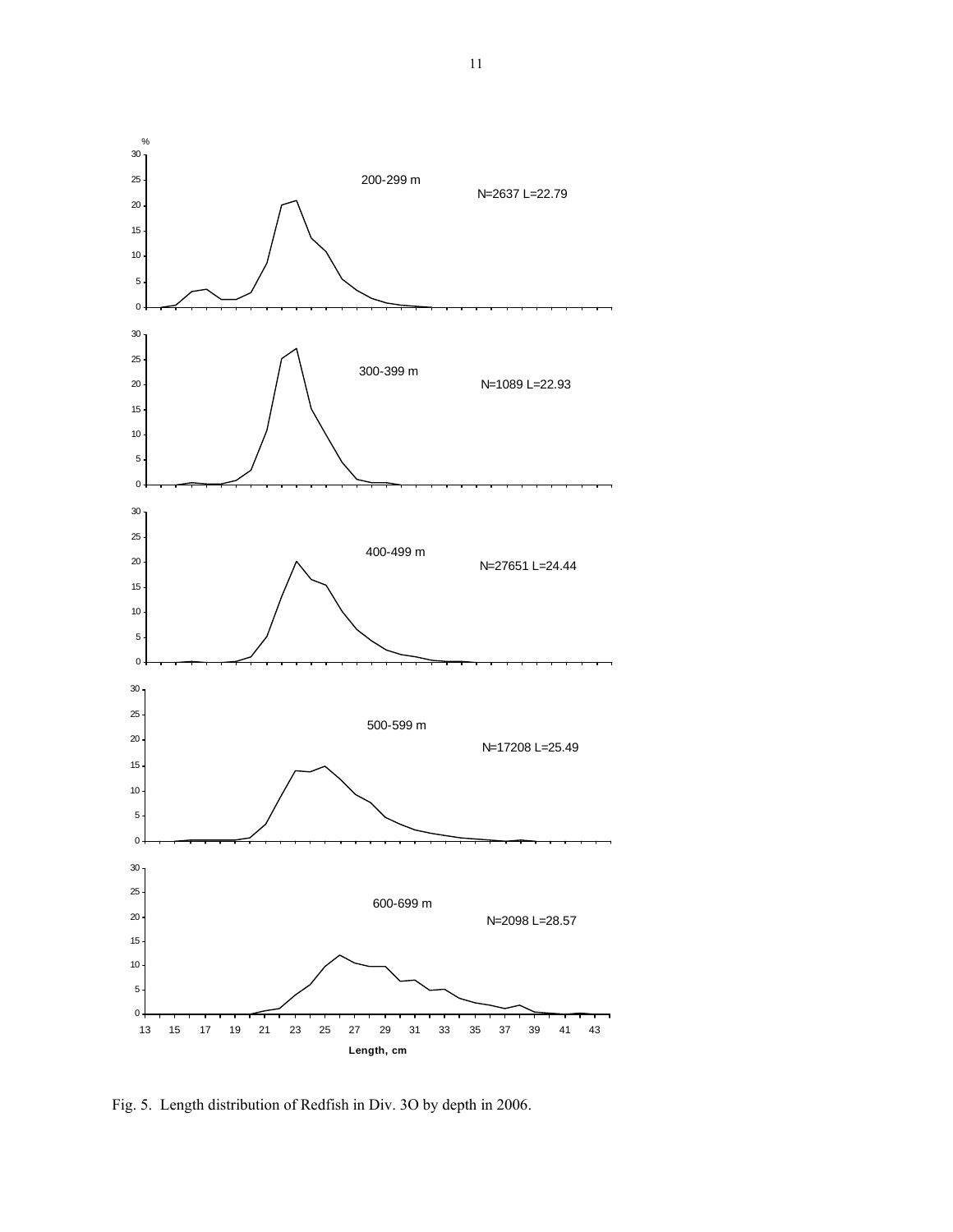Fig. 5. Length distribution of Redfish in Div. 3O by depth in 2006.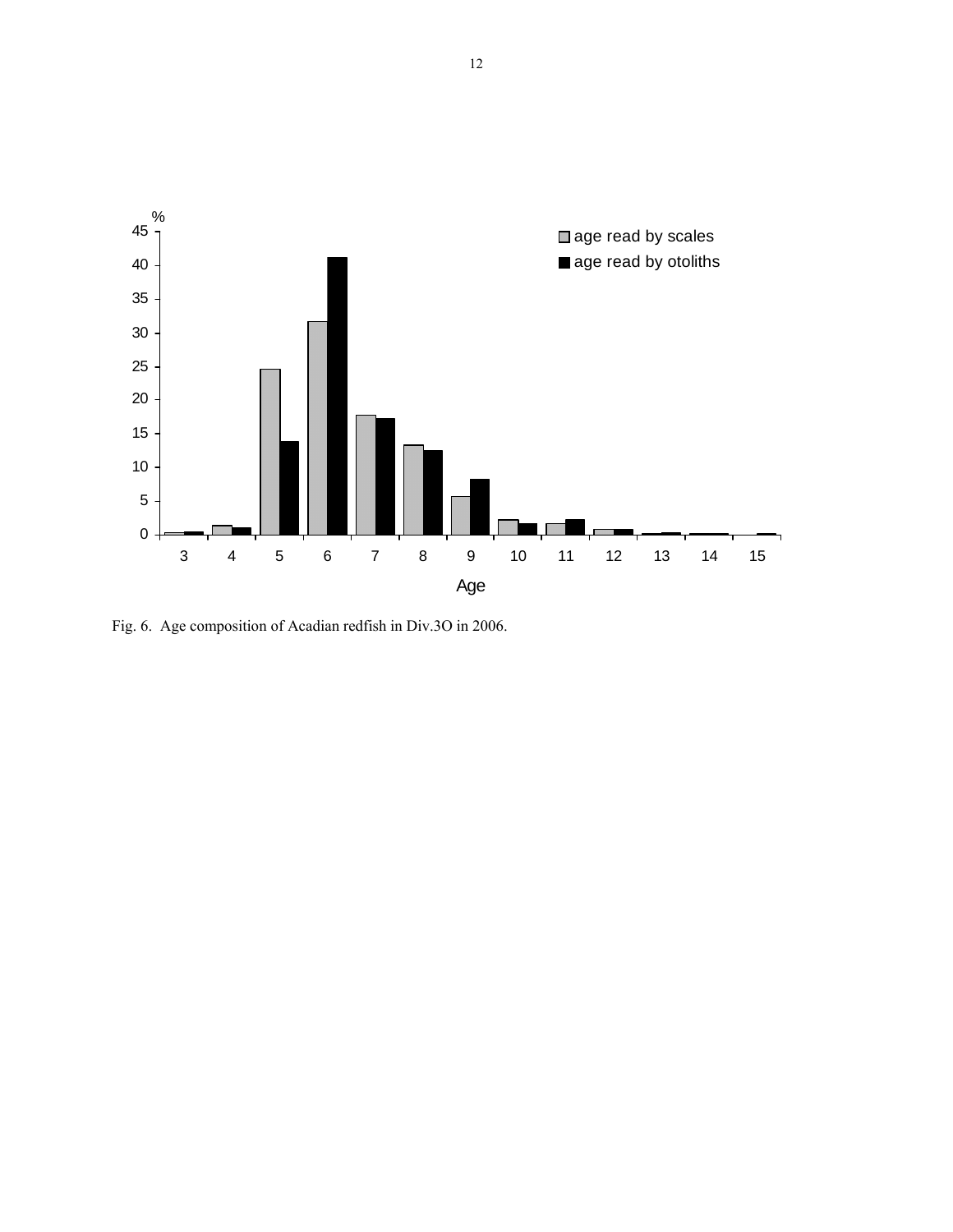%

45
40
35
30
25
20
15
10
5
0

age read by scales

age read by otoliths

3 4 5 6 7 8 9 10 11 12 13 14 15

Age

Fig. 6. Age composition of Acadian redfish in Div.3O in 2006.